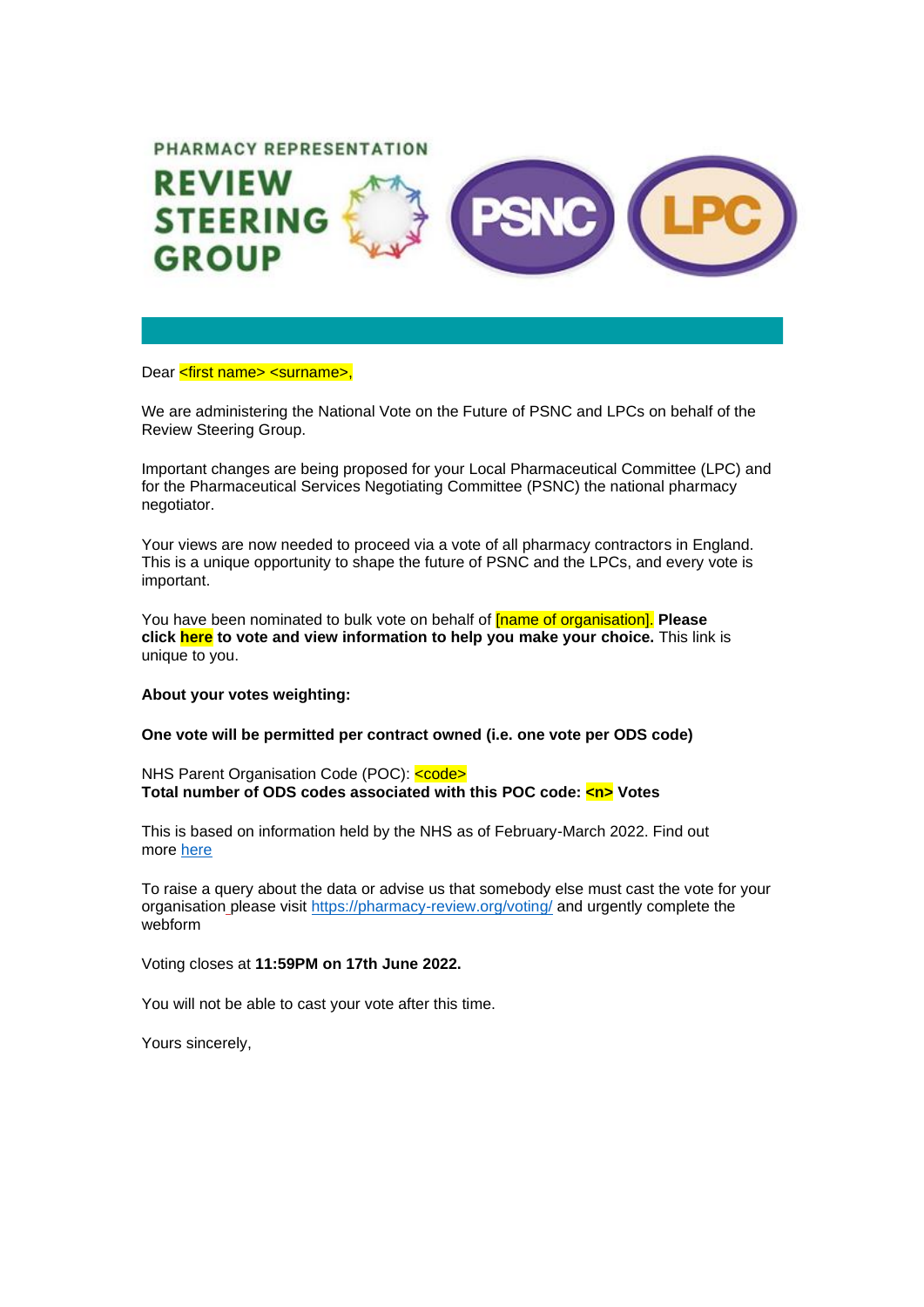PHARMACY REPRESENTATION

REVIEW STEERING GROUP

PSNC LPC

Dear <first name> <surname>,

We are administering the National Vote on the Future of PSNC and LPCs on behalf of the Review Steering Group.

Important changes are being proposed for your Local Pharmaceutical Committee (LPC) and for the Pharmaceutical Services Negotiating Committee (PSNC) the national pharmacy negotiator.

Your views are now needed to proceed via a vote of all pharmacy contractors in England. This is a unique opportunity to shape the future of PSNC and the LPCs, and every vote is important.

You have been nominated to bulk vote on behalf of [name of organisation]. **Please click here to vote and view information to help you make your choice.** This link is unique to you.

**About your votes weighting:**

**One vote will be permitted per contract owned (i.e. one vote per ODS code)**

NHS Parent Organisation Code (POC): <code>
**Total number of ODS codes associated with this POC code: <n> Votes**

This is based on information held by the NHS as of February-March 2022. Find out more here

To raise a query about the data or advise us that somebody else must cast the vote for your organisation please visit https://pharmacy-review.org/voting/ and urgently complete the webform

Voting closes at **11:59PM on 17th June 2022.**

You will not be able to cast your vote after this time.

Yours sincerely,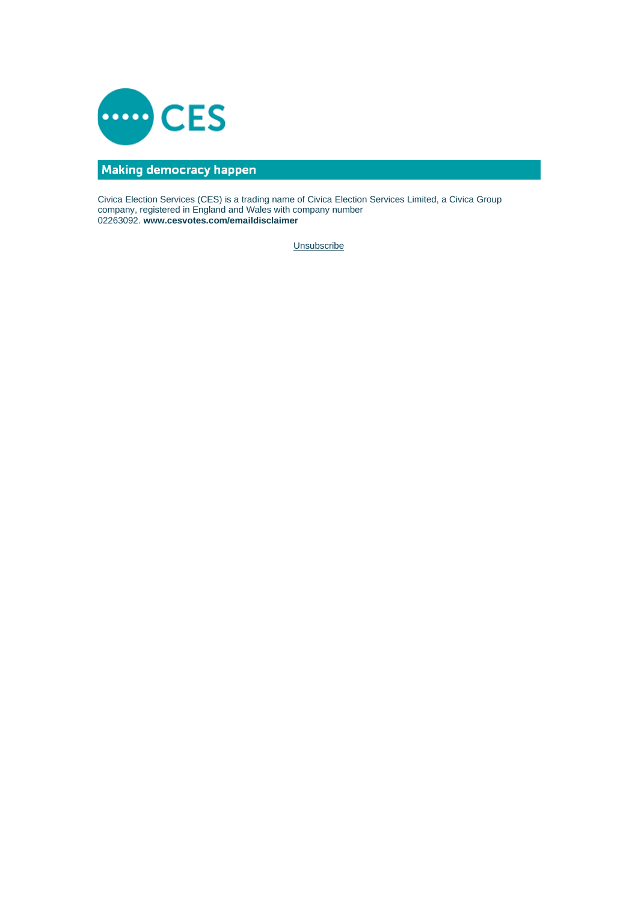CES

**Making democracy happen**

Civica Election Services (CES) is a trading name of Civica Election Services Limited, a Civica Group company, registered in England and Wales with company number 02263092. **www.cesvotes.com/emaildisclaimer**

Unsubscribe